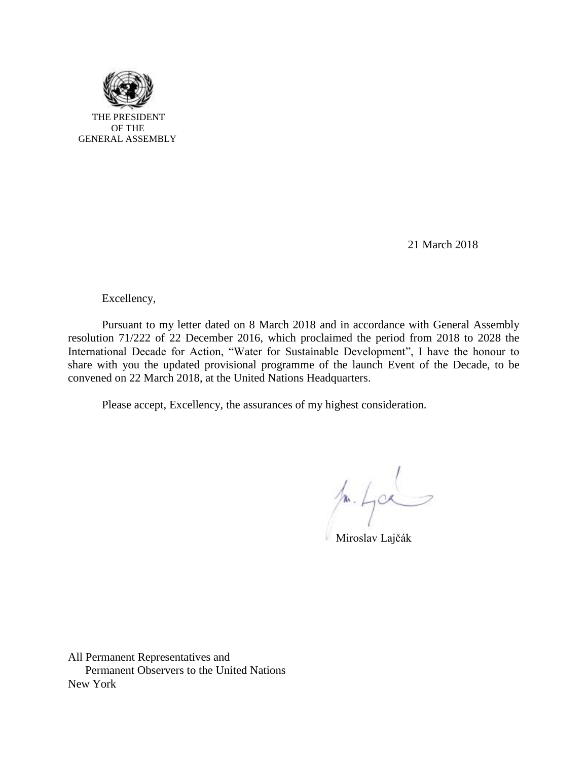THE PRESIDENT
OF THE
GENERAL ASSEMBLY

21 March 2018

Excellency,

Pursuant to my letter dated on 8 March 2018 and in accordance with General Assembly resolution 71/222 of 22 December 2016, which proclaimed the period from 2018 to 2028 the International Decade for Action, "Water for Sustainable Development", I have the honour to share with you the updated provisional programme of the launch Event of the Decade, to be convened on 22 March 2018, at the United Nations Headquarters.

Please accept, Excellency, the assurances of my highest consideration.

Miroslav Lajčák

All Permanent Representatives and
Permanent Observers to the United Nations
New York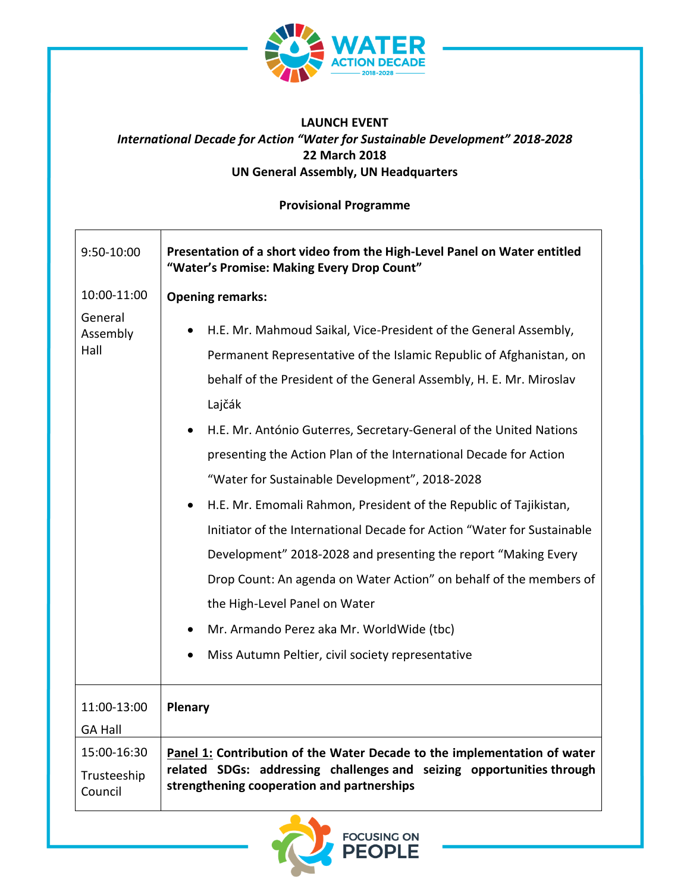**LAUNCH EVENT**

***International Decade for Action "Water for Sustainable Development" 2018-2028***

**22 March 2018**

**UN General Assembly, UN Headquarters**

**Provisional Programme**

| | |
|---|---|
| 9:50-10:00 | **Presentation of a short video from the High-Level Panel on Water entitled "Water's Promise: Making Every Drop Count"** |
| 10:00-11:00<br>General Assembly Hall | **Opening remarks:**<br>• H.E. Mr. Mahmoud Saikal, Vice-President of the General Assembly, Permanent Representative of the Islamic Republic of Afghanistan, on behalf of the President of the General Assembly, H. E. Mr. Miroslav Lajčák<br>• H.E. Mr. António Guterres, Secretary-General of the United Nations presenting the Action Plan of the International Decade for Action "Water for Sustainable Development", 2018-2028<br>• H.E. Mr. Emomali Rahmon, President of the Republic of Tajikistan, Initiator of the International Decade for Action "Water for Sustainable Development" 2018-2028 and presenting the report "Making Every Drop Count: An agenda on Water Action" on behalf of the members of the High-Level Panel on Water<br>• Mr. Armando Perez aka Mr. WorldWide (tbc)<br>• Miss Autumn Peltier, civil society representative |
| 11:00-13:00<br>GA Hall | **Plenary** |
| 15:00-16:30<br>Trusteeship Council | **Panel 1: Contribution of the Water Decade to the implementation of water related SDGs: addressing challenges and seizing opportunities through strengthening cooperation and partnerships** |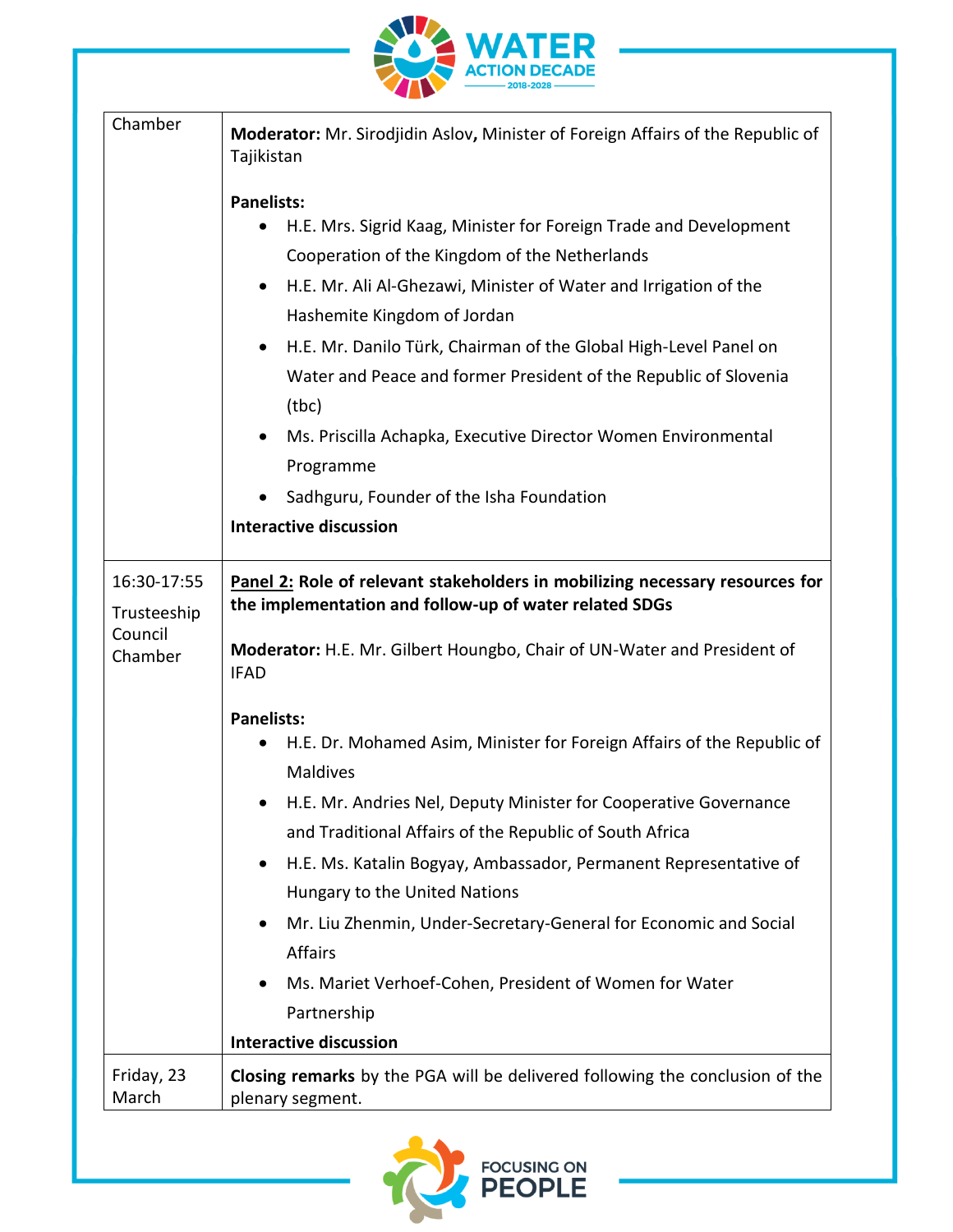| | |
|---|---|
| Chamber | **Moderator:** Mr. Sirodjidin Aslov**,** Minister of Foreign Affairs of the Republic of Tajikistan<br><br>**Panelists:**<br>• H.E. Mrs. Sigrid Kaag, Minister for Foreign Trade and Development Cooperation of the Kingdom of the Netherlands<br>• H.E. Mr. Ali Al-Ghezawi, Minister of Water and Irrigation of the Hashemite Kingdom of Jordan<br>• H.E. Mr. Danilo Türk, Chairman of the Global High-Level Panel on Water and Peace and former President of the Republic of Slovenia (tbc)<br>• Ms. Priscilla Achapka, Executive Director Women Environmental Programme<br>• Sadhguru, Founder of the Isha Foundation<br>**Interactive discussion** |
| 16:30-17:55<br>Trusteeship Council Chamber | **Panel 2: Role of relevant stakeholders in mobilizing necessary resources for the implementation and follow-up of water related SDGs**<br><br>**Moderator:** H.E. Mr. Gilbert Houngbo, Chair of UN-Water and President of IFAD<br><br>**Panelists:**<br>• H.E. Dr. Mohamed Asim, Minister for Foreign Affairs of the Republic of Maldives<br>• H.E. Mr. Andries Nel, Deputy Minister for Cooperative Governance and Traditional Affairs of the Republic of South Africa<br>• H.E. Ms. Katalin Bogyay, Ambassador, Permanent Representative of Hungary to the United Nations<br>• Mr. Liu Zhenmin, Under-Secretary-General for Economic and Social Affairs<br>• Ms. Mariet Verhoef-Cohen, President of Women for Water Partnership<br>**Interactive discussion** |
| Friday, 23 March | **Closing remarks** by the PGA will be delivered following the conclusion of the plenary segment. |